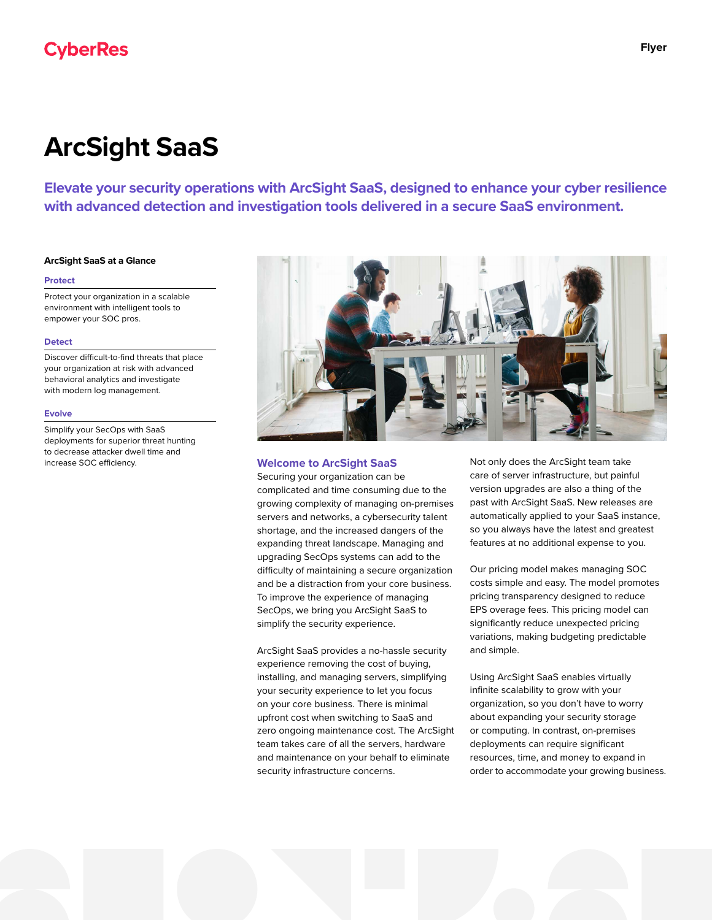CyberRes

Flyer

# ArcSight SaaS

**Elevate your security operations with ArcSight SaaS, designed to enhance your cyber resilience with advanced detection and investigation tools delivered in a secure SaaS environment.**

### ArcSight SaaS at a Glance

#### Protect

Protect your organization in a scalable environment with intelligent tools to empower your SOC pros.

#### Detect

Discover difficult-to-find threats that place your organization at risk with advanced behavioral analytics and investigate with modern log management.

#### Evolve

Simplify your SecOps with SaaS deployments for superior threat hunting to decrease attacker dwell time and increase SOC efficiency.

## Welcome to ArcSight SaaS

Securing your organization can be complicated and time consuming due to the growing complexity of managing on-premises servers and networks, a cybersecurity talent shortage, and the increased dangers of the expanding threat landscape. Managing and upgrading SecOps systems can add to the difficulty of maintaining a secure organization and be a distraction from your core business. To improve the experience of managing SecOps, we bring you ArcSight SaaS to simplify the security experience.

ArcSight SaaS provides a no-hassle security experience removing the cost of buying, installing, and managing servers, simplifying your security experience to let you focus on your core business. There is minimal upfront cost when switching to SaaS and zero ongoing maintenance cost. The ArcSight team takes care of all the servers, hardware and maintenance on your behalf to eliminate security infrastructure concerns.

Not only does the ArcSight team take care of server infrastructure, but painful version upgrades are also a thing of the past with ArcSight SaaS. New releases are automatically applied to your SaaS instance, so you always have the latest and greatest features at no additional expense to you.

Our pricing model makes managing SOC costs simple and easy. The model promotes pricing transparency designed to reduce EPS overage fees. This pricing model can significantly reduce unexpected pricing variations, making budgeting predictable and simple.

Using ArcSight SaaS enables virtually infinite scalability to grow with your organization, so you don't have to worry about expanding your security storage or computing. In contrast, on-premises deployments can require significant resources, time, and money to expand in order to accommodate your growing business.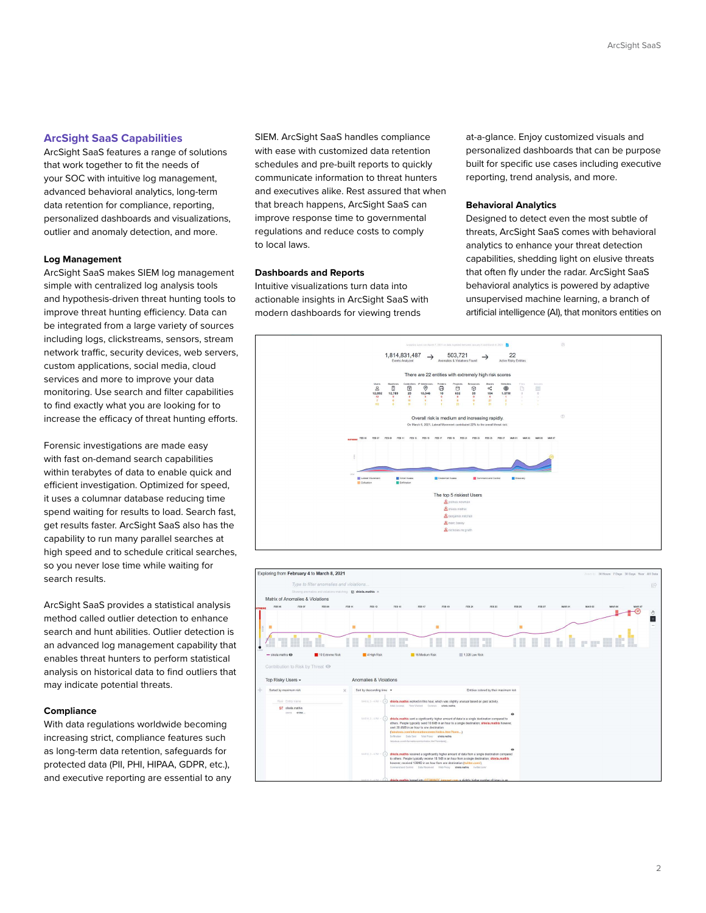## ArcSight SaaS Capabilities

ArcSight SaaS features a range of solutions that work together to fit the needs of your SOC with intuitive log management, advanced behavioral analytics, long-term data retention for compliance, reporting, personalized dashboards and visualizations, outlier and anomaly detection, and more.

### Log Management

ArcSight SaaS makes SIEM log management simple with centralized log analysis tools and hypothesis-driven threat hunting tools to improve threat hunting efficiency. Data can be integrated from a large variety of sources including logs, clickstreams, sensors, stream network traffic, security devices, web servers, custom applications, social media, cloud services and more to improve your data monitoring. Use search and filter capabilities to find exactly what you are looking for to increase the efficacy of threat hunting efforts.

Forensic investigations are made easy with fast on-demand search capabilities within terabytes of data to enable quick and efficient investigation. Optimized for speed, it uses a columnar database reducing time spend waiting for results to load. Search fast, get results faster. ArcSight SaaS also has the capability to run many parallel searches at high speed and to schedule critical searches, so you never lose time while waiting for search results.

ArcSight SaaS provides a statistical analysis method called outlier detection to enhance search and hunt abilities. Outlier detection is an advanced log management capability that enables threat hunters to perform statistical analysis on historical data to find outliers that may indicate potential threats.

### Compliance

With data regulations worldwide becoming increasing strict, compliance features such as long-term data retention, safeguards for protected data (PII, PHI, HIPAA, GDPR, etc.), and executive reporting are essential to any SIEM. ArcSight SaaS handles compliance with ease with customized data retention schedules and pre-built reports to quickly communicate information to threat hunters and executives alike. Rest assured that when that breach happens, ArcSight SaaS can improve response time to governmental regulations and reduce costs to comply to local laws.

### Dashboards and Reports

Intuitive visualizations turn data into actionable insights in ArcSight SaaS with modern dashboards for viewing trends at-a-glance. Enjoy customized visuals and personalized dashboards that can be purpose built for specific use cases including executive reporting, trend analysis, and more.

### Behavioral Analytics

Designed to detect even the most subtle of threats, ArcSight SaaS comes with behavioral analytics to enhance your threat detection capabilities, shedding light on elusive threats that often fly under the radar. ArcSight SaaS behavioral analytics is powered by adaptive unsupervised machine learning, a branch of artificial intelligence (AI), that monitors entities on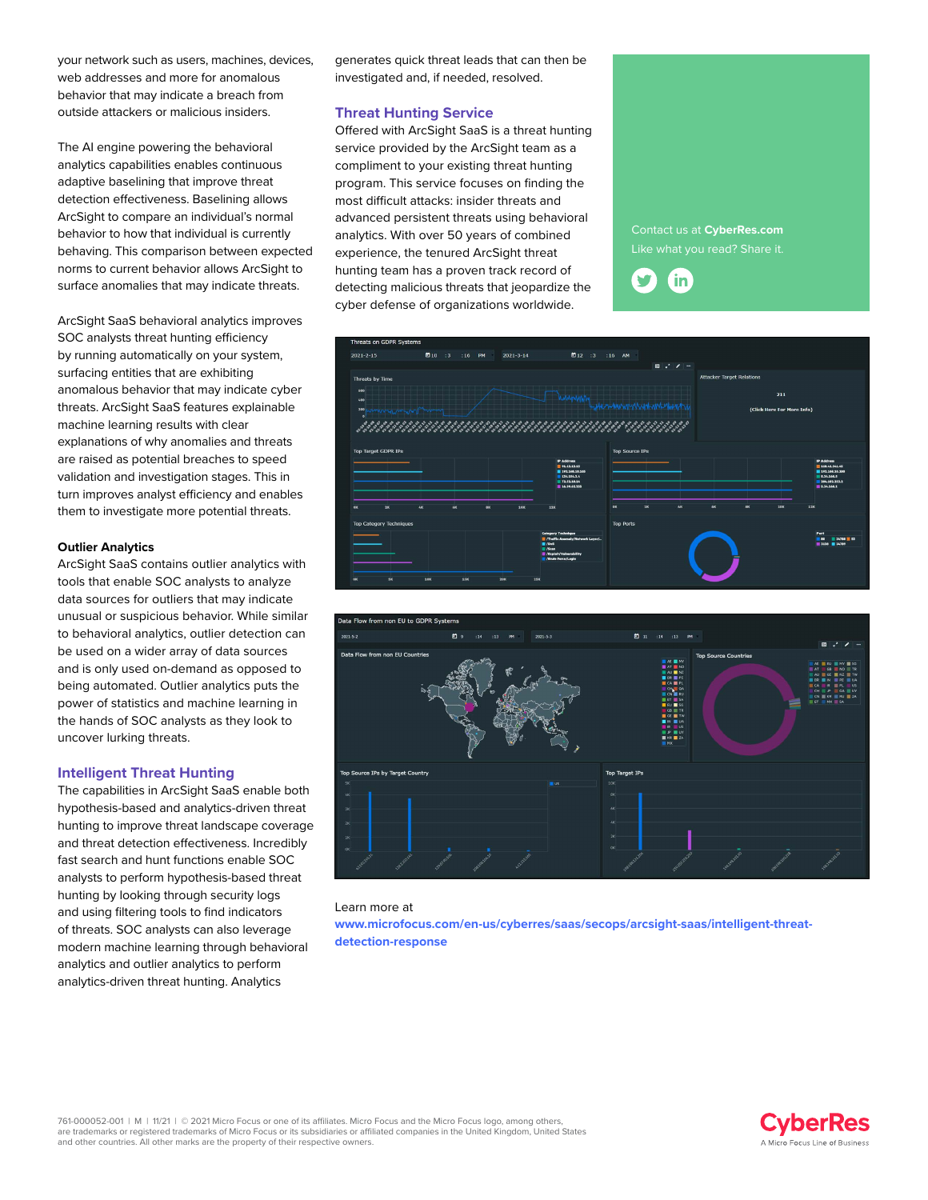your network such as users, machines, devices, web addresses and more for anomalous behavior that may indicate a breach from outside attackers or malicious insiders.

The AI engine powering the behavioral analytics capabilities enables continuous adaptive baselining that improve threat detection effectiveness. Baselining allows ArcSight to compare an individual's normal behavior to how that individual is currently behaving. This comparison between expected norms to current behavior allows ArcSight to surface anomalies that may indicate threats.

ArcSight SaaS behavioral analytics improves SOC analysts threat hunting efficiency by running automatically on your system, surfacing entities that are exhibiting anomalous behavior that may indicate cyber threats. ArcSight SaaS features explainable machine learning results with clear explanations of why anomalies and threats are raised as potential breaches to speed validation and investigation stages. This in turn improves analyst efficiency and enables them to investigate more potential threats.

**Outlier Analytics**

ArcSight SaaS contains outlier analytics with tools that enable SOC analysts to analyze data sources for outliers that may indicate unusual or suspicious behavior. While similar to behavioral analytics, outlier detection can be used on a wider array of data sources and is only used on-demand as opposed to being automated. Outlier analytics puts the power of statistics and machine learning in the hands of SOC analysts as they look to uncover lurking threats.

## Intelligent Threat Hunting

The capabilities in ArcSight SaaS enable both hypothesis-based and analytics-driven threat hunting to improve threat landscape coverage and threat detection effectiveness. Incredibly fast search and hunt functions enable SOC analysts to perform hypothesis-based threat hunting by looking through security logs and using filtering tools to find indicators of threats. SOC analysts can also leverage modern machine learning through behavioral analytics and outlier analytics to perform analytics-driven threat hunting. Analytics generates quick threat leads that can then be investigated and, if needed, resolved.

## Threat Hunting Service

Offered with ArcSight SaaS is a threat hunting service provided by the ArcSight team as a compliment to your existing threat hunting program. This service focuses on finding the most difficult attacks: insider threats and advanced persistent threats using behavioral analytics. With over 50 years of combined experience, the tenured ArcSight threat hunting team has a proven track record of detecting malicious threats that jeopardize the cyber defense of organizations worldwide.

Contact us at **CyberRes.com**
Like what you read? Share it.

Learn more at
**www.microfocus.com/en-us/cyberres/saas/secops/arcsight-saas/intelligent-threat-detection-response**

761-000052-001 | M | 11/21 | © 2021 Micro Focus or one of its affiliates. Micro Focus and the Micro Focus logo, among others, are trademarks or registered trademarks of Micro Focus or its subsidiaries or affiliated companies in the United Kingdom, United States and other countries. All other marks are the property of their respective owners.

CyberRes
A Micro Focus Line of Business